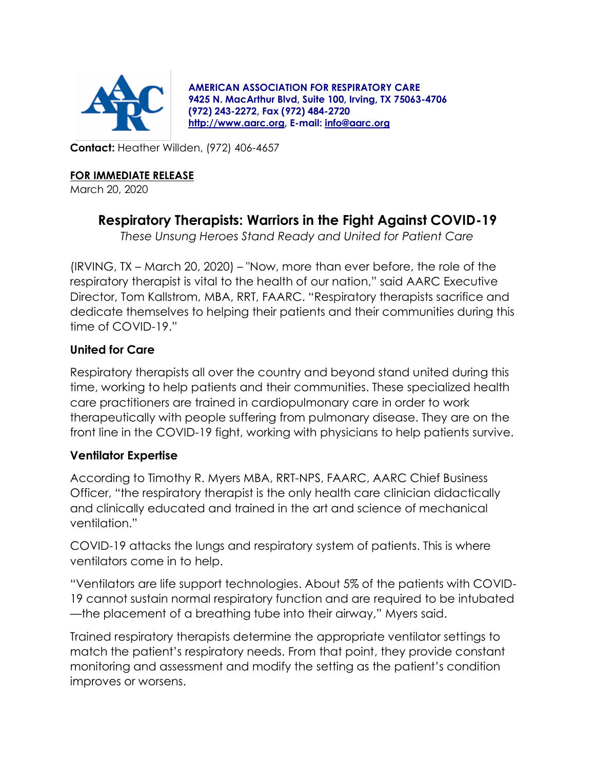**AMERICAN ASSOCIATION FOR RESPIRATORY CARE**
**9425 N. MacArthur Blvd, Suite 100, Irving, TX 75063-4706**
**(972) 243-2272, Fax (972) 484-2720**
**http://www.aarc.org, E-mail: info@aarc.org**

**Contact:** Heather Willden, (972) 406-4657

**FOR IMMEDIATE RELEASE**
March 20, 2020

# Respiratory Therapists: Warriors in the Fight Against COVID-19

*These Unsung Heroes Stand Ready and United for Patient Care*

(IRVING, TX – March 20, 2020) – "Now, more than ever before, the role of the respiratory therapist is vital to the health of our nation," said AARC Executive Director, Tom Kallstrom, MBA, RRT, FAARC. "Respiratory therapists sacrifice and dedicate themselves to helping their patients and their communities during this time of COVID-19."

### United for Care

Respiratory therapists all over the country and beyond stand united during this time, working to help patients and their communities. These specialized health care practitioners are trained in cardiopulmonary care in order to work therapeutically with people suffering from pulmonary disease. They are on the front line in the COVID-19 fight, working with physicians to help patients survive.

### Ventilator Expertise

According to Timothy R. Myers MBA, RRT-NPS, FAARC, AARC Chief Business Officer, "the respiratory therapist is the only health care clinician didactically and clinically educated and trained in the art and science of mechanical ventilation."

COVID-19 attacks the lungs and respiratory system of patients. This is where ventilators come in to help.

"Ventilators are life support technologies. About 5% of the patients with COVID-19 cannot sustain normal respiratory function and are required to be intubated—the placement of a breathing tube into their airway," Myers said.

Trained respiratory therapists determine the appropriate ventilator settings to match the patient's respiratory needs. From that point, they provide constant monitoring and assessment and modify the setting as the patient's condition improves or worsens.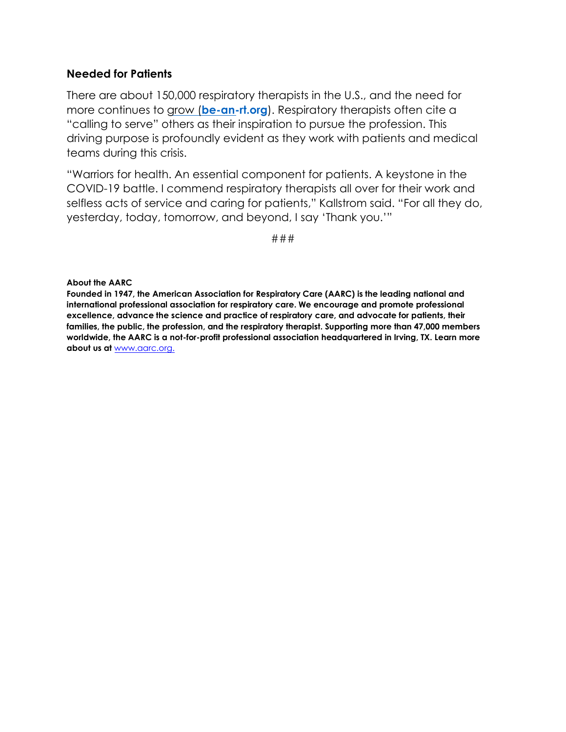## Needed for Patients

There are about 150,000 respiratory therapists in the U.S., and the need for more continues to grow (**be-an-rt.org**). Respiratory therapists often cite a "calling to serve" others as their inspiration to pursue the profession. This driving purpose is profoundly evident as they work with patients and medical teams during this crisis.

"Warriors for health. An essential component for patients. A keystone in the COVID-19 battle. I commend respiratory therapists all over for their work and selfless acts of service and caring for patients," Kallstrom said. "For all they do, yesterday, today, tomorrow, and beyond, I say 'Thank you.'"

###

**About the AARC**

**Founded in 1947, the American Association for Respiratory Care (AARC) is the leading national and international professional association for respiratory care. We encourage and promote professional excellence, advance the science and practice of respiratory care, and advocate for patients, their families, the public, the profession, and the respiratory therapist. Supporting more than 47,000 members worldwide, the AARC is a not-for-profit professional association headquartered in Irving, TX. Learn more about us at** www.aarc.org.